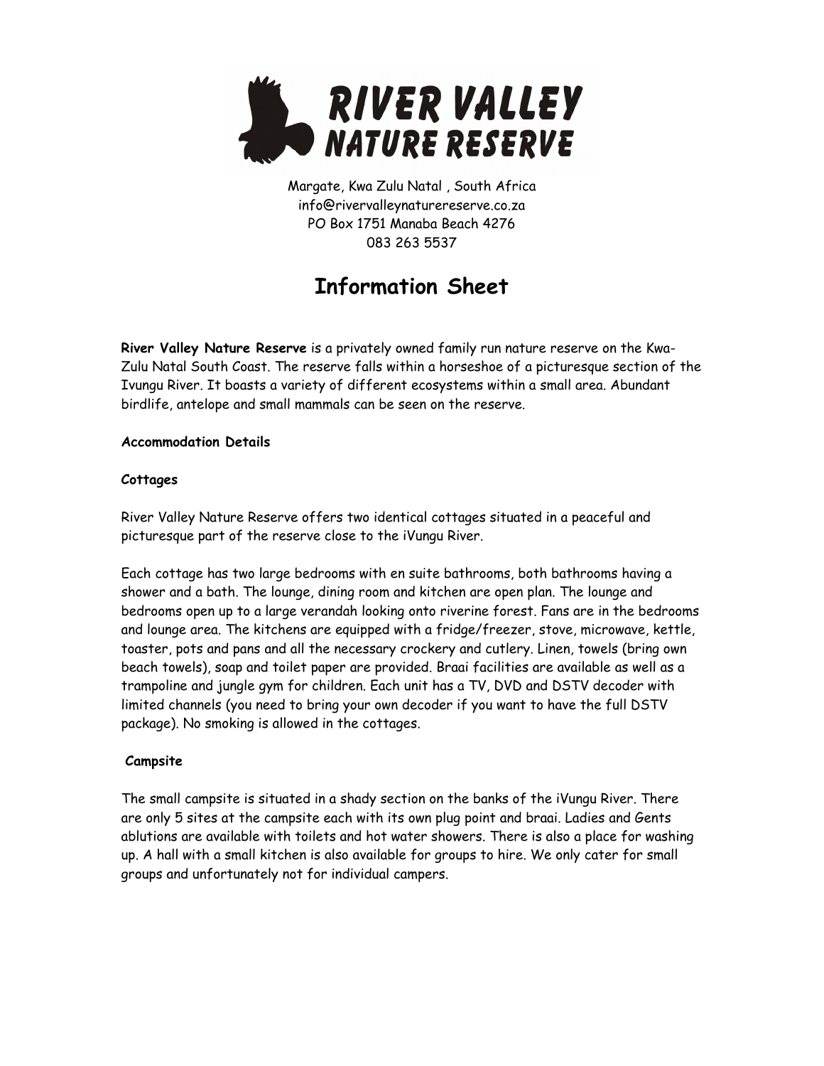# RIVER VALLEY NATURE RESERVE

Margate, Kwa Zulu Natal , South Africa
info@rivervalleynaturereserve.co.za
PO Box 1751 Manaba Beach 4276
083 263 5537

## Information Sheet

**River Valley Nature Reserve** is a privately owned family run nature reserve on the Kwa-Zulu Natal South Coast. The reserve falls within a horseshoe of a picturesque section of the Ivungu River. It boasts a variety of different ecosystems within a small area. Abundant birdlife, antelope and small mammals can be seen on the reserve.

**Accommodation Details**

**Cottages**

River Valley Nature Reserve offers two identical cottages situated in a peaceful and picturesque part of the reserve close to the iVungu River.

Each cottage has two large bedrooms with en suite bathrooms, both bathrooms having a shower and a bath. The lounge, dining room and kitchen are open plan. The lounge and bedrooms open up to a large verandah looking onto riverine forest. Fans are in the bedrooms and lounge area. The kitchens are equipped with a fridge/freezer, stove, microwave, kettle, toaster, pots and pans and all the necessary crockery and cutlery. Linen, towels (bring own beach towels), soap and toilet paper are provided. Braai facilities are available as well as a trampoline and jungle gym for children. Each unit has a TV, DVD and DSTV decoder with limited channels (you need to bring your own decoder if you want to have the full DSTV package). No smoking is allowed in the cottages.

**Campsite**

The small campsite is situated in a shady section on the banks of the iVungu River. There are only 5 sites at the campsite each with its own plug point and braai. Ladies and Gents ablutions are available with toilets and hot water showers. There is also a place for washing up. A hall with a small kitchen is also available for groups to hire. We only cater for small groups and unfortunately not for individual campers.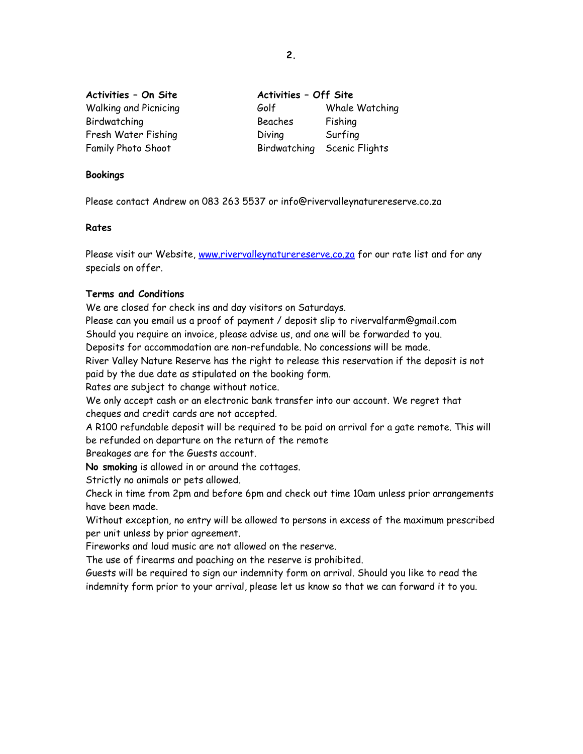| Activities – On Site | Activities – Off Site | |
|---|---|---|
| Walking and Picnicing | Golf | Whale Watching |
| Birdwatching | Beaches | Fishing |
| Fresh Water Fishing | Diving | Surfing |
| Family Photo Shoot | Birdwatching | Scenic Flights |

**Bookings**

Please contact Andrew on 083 263 5537 or info@rivervalleynaturereserve.co.za

**Rates**

Please visit our Website, [www.rivervalleynaturereserve.co.za](http://www.rivervalleynaturereserve.co.za) for our rate list and for any specials on offer.

**Terms and Conditions**

We are closed for check ins and day visitors on Saturdays.
Please can you email us a proof of payment / deposit slip to rivervalfarm@gmail.com
Should you require an invoice, please advise us, and one will be forwarded to you.
Deposits for accommodation are non-refundable. No concessions will be made.
River Valley Nature Reserve has the right to release this reservation if the deposit is not paid by the due date as stipulated on the booking form.
Rates are subject to change without notice.
We only accept cash or an electronic bank transfer into our account. We regret that cheques and credit cards are not accepted.
A R100 refundable deposit will be required to be paid on arrival for a gate remote. This will be refunded on departure on the return of the remote
Breakages are for the Guests account.
**No smoking** is allowed in or around the cottages.
Strictly no animals or pets allowed.
Check in time from 2pm and before 6pm and check out time 10am unless prior arrangements have been made.
Without exception, no entry will be allowed to persons in excess of the maximum prescribed per unit unless by prior agreement.
Fireworks and loud music are not allowed on the reserve.
The use of firearms and poaching on the reserve is prohibited.
Guests will be required to sign our indemnity form on arrival. Should you like to read the indemnity form prior to your arrival, please let us know so that we can forward it to you.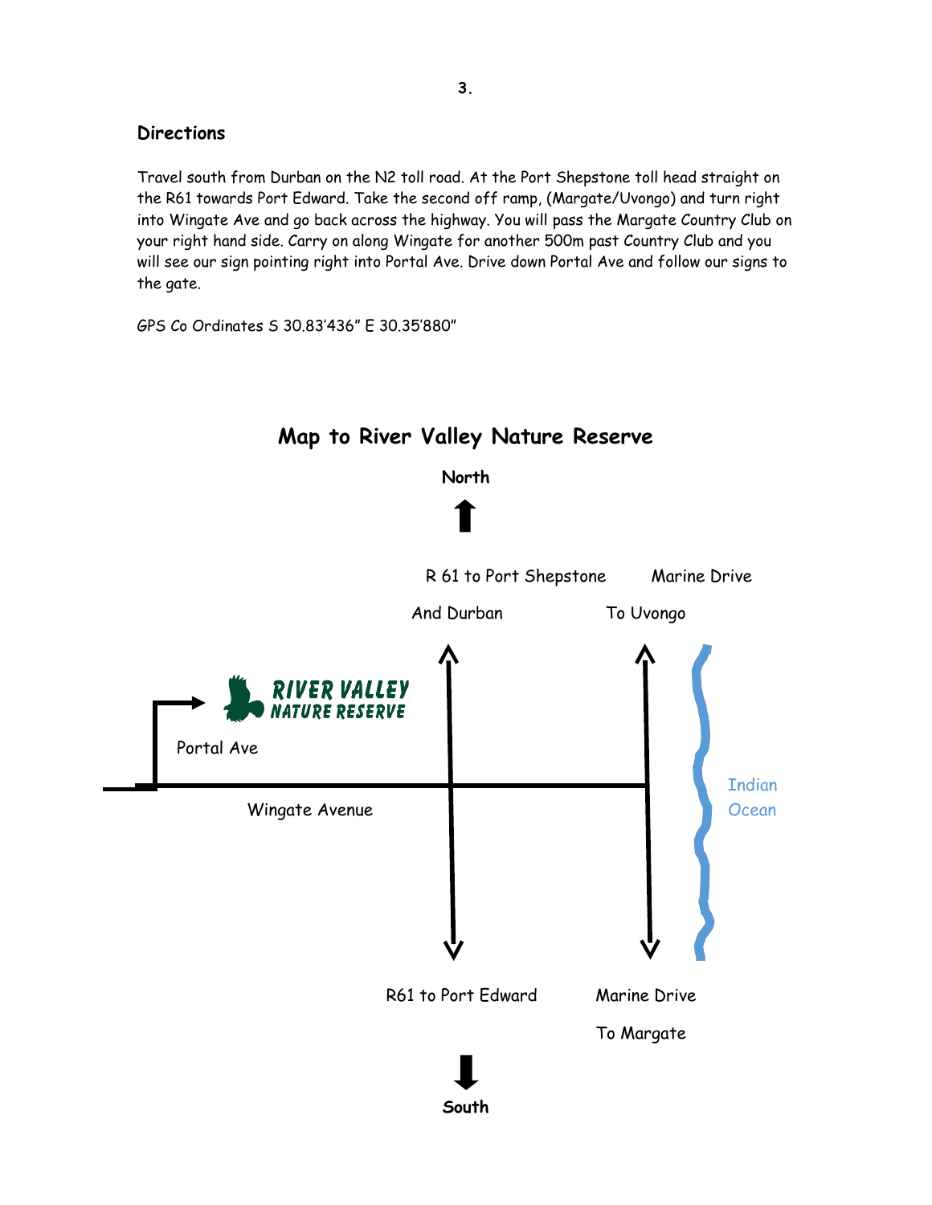## Directions

Travel south from Durban on the N2 toll road. At the Port Shepstone toll head straight on the R61 towards Port Edward. Take the second off ramp, (Margate/Uvongo) and turn right into Wingate Ave and go back across the highway. You will pass the Margate Country Club on your right hand side. Carry on along Wingate for another 500m past Country Club and you will see our sign pointing right into Portal Ave. Drive down Portal Ave and follow our signs to the gate.

GPS Co Ordinates S 30.83'436" E 30.35'880"

## Map to River Valley Nature Reserve

North

R 61 to Port Shepstone

And Durban

Marine Drive

To Uvongo

RIVER VALLEY

NATURE RESERVE

Portal Ave

Wingate Avenue

Indian

Ocean

R61 to Port Edward

Marine Drive

To Margate

South